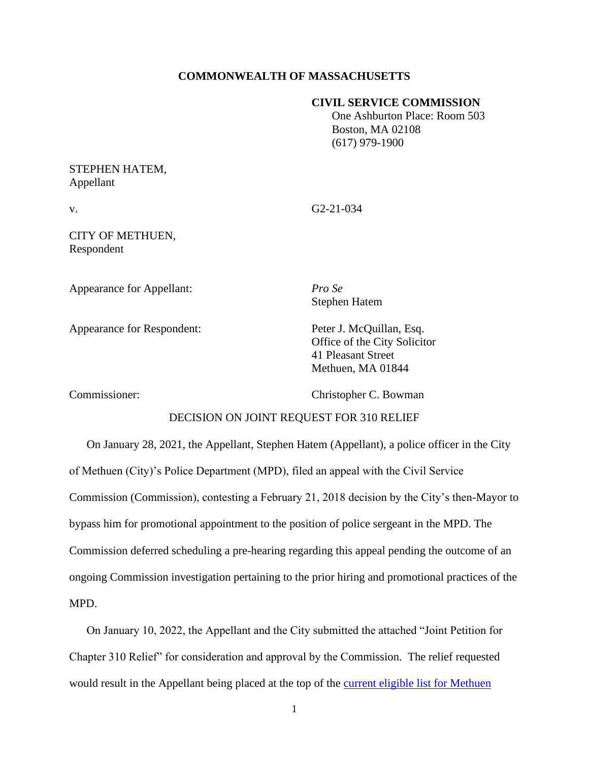**COMMONWEALTH OF MASSACHUSETTS**

**CIVIL SERVICE COMMISSION**
One Ashburton Place: Room 503
Boston, MA 02108
(617) 979-1900

STEPHEN HATEM,
Appellant

v. G2-21-034

CITY OF METHUEN,
Respondent

Appearance for Appellant: *Pro Se*
Stephen Hatem

Appearance for Respondent: Peter J. McQuillan, Esq.
Office of the City Solicitor
41 Pleasant Street
Methuen, MA 01844

Commissioner: Christopher C. Bowman

DECISION ON JOINT REQUEST FOR 310 RELIEF

On January 28, 2021, the Appellant, Stephen Hatem (Appellant), a police officer in the City of Methuen (City)'s Police Department (MPD), filed an appeal with the Civil Service Commission (Commission), contesting a February 21, 2018 decision by the City's then-Mayor to bypass him for promotional appointment to the position of police sergeant in the MPD. The Commission deferred scheduling a pre-hearing regarding this appeal pending the outcome of an ongoing Commission investigation pertaining to the prior hiring and promotional practices of the MPD.

On January 10, 2022, the Appellant and the City submitted the attached "Joint Petition for Chapter 310 Relief" for consideration and approval by the Commission. The relief requested would result in the Appellant being placed at the top of the current eligible list for Methuen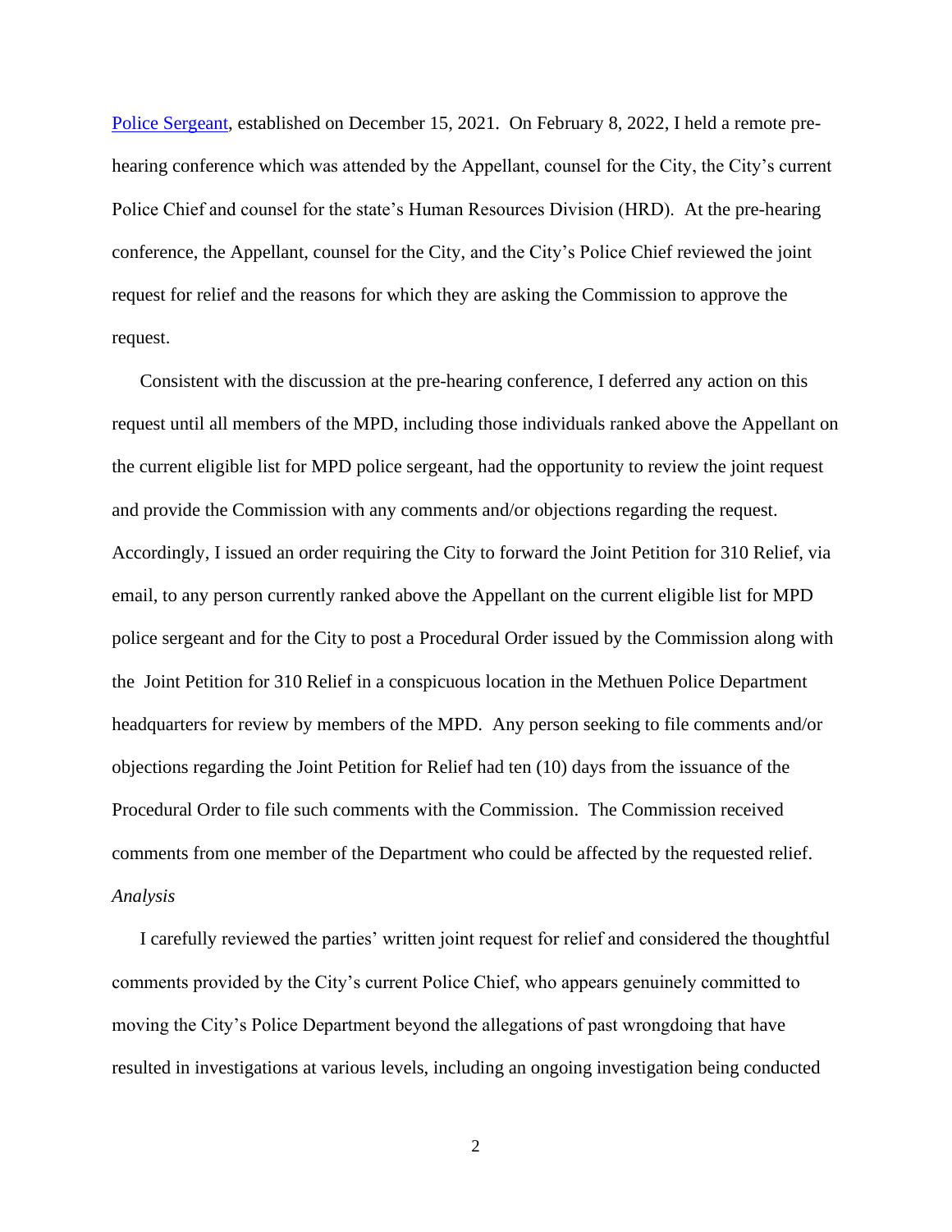[Police Sergeant](), established on December 15, 2021. On February 8, 2022, I held a remote pre-hearing conference which was attended by the Appellant, counsel for the City, the City's current Police Chief and counsel for the state's Human Resources Division (HRD). At the pre-hearing conference, the Appellant, counsel for the City, and the City's Police Chief reviewed the joint request for relief and the reasons for which they are asking the Commission to approve the request.

Consistent with the discussion at the pre-hearing conference, I deferred any action on this request until all members of the MPD, including those individuals ranked above the Appellant on the current eligible list for MPD police sergeant, had the opportunity to review the joint request and provide the Commission with any comments and/or objections regarding the request. Accordingly, I issued an order requiring the City to forward the Joint Petition for 310 Relief, via email, to any person currently ranked above the Appellant on the current eligible list for MPD police sergeant and for the City to post a Procedural Order issued by the Commission along with the Joint Petition for 310 Relief in a conspicuous location in the Methuen Police Department headquarters for review by members of the MPD. Any person seeking to file comments and/or objections regarding the Joint Petition for Relief had ten (10) days from the issuance of the Procedural Order to file such comments with the Commission. The Commission received comments from one member of the Department who could be affected by the requested relief.

*Analysis*

I carefully reviewed the parties' written joint request for relief and considered the thoughtful comments provided by the City's current Police Chief, who appears genuinely committed to moving the City's Police Department beyond the allegations of past wrongdoing that have resulted in investigations at various levels, including an ongoing investigation being conducted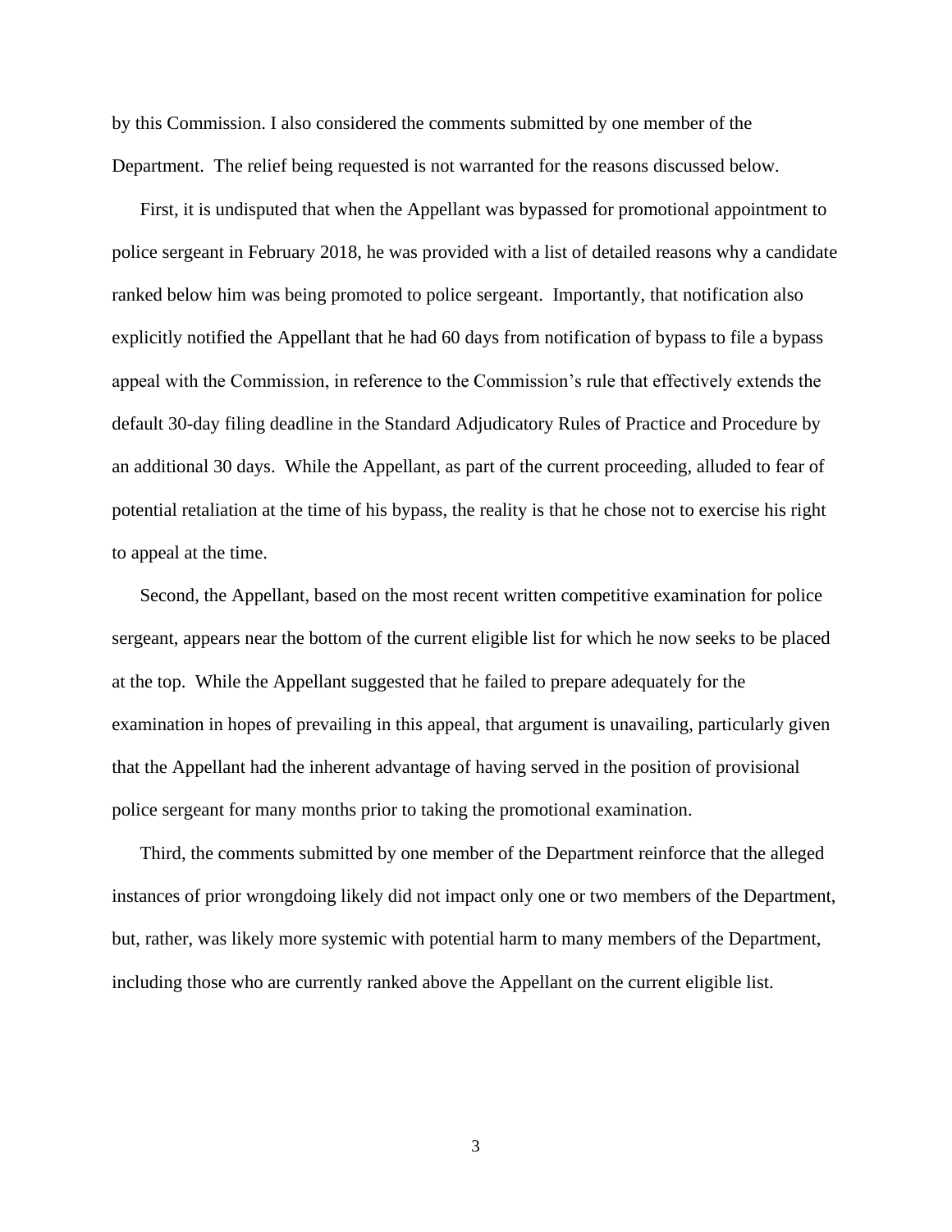by this Commission. I also considered the comments submitted by one member of the Department. The relief being requested is not warranted for the reasons discussed below.

First, it is undisputed that when the Appellant was bypassed for promotional appointment to police sergeant in February 2018, he was provided with a list of detailed reasons why a candidate ranked below him was being promoted to police sergeant. Importantly, that notification also explicitly notified the Appellant that he had 60 days from notification of bypass to file a bypass appeal with the Commission, in reference to the Commission's rule that effectively extends the default 30-day filing deadline in the Standard Adjudicatory Rules of Practice and Procedure by an additional 30 days. While the Appellant, as part of the current proceeding, alluded to fear of potential retaliation at the time of his bypass, the reality is that he chose not to exercise his right to appeal at the time.

Second, the Appellant, based on the most recent written competitive examination for police sergeant, appears near the bottom of the current eligible list for which he now seeks to be placed at the top. While the Appellant suggested that he failed to prepare adequately for the examination in hopes of prevailing in this appeal, that argument is unavailing, particularly given that the Appellant had the inherent advantage of having served in the position of provisional police sergeant for many months prior to taking the promotional examination.

Third, the comments submitted by one member of the Department reinforce that the alleged instances of prior wrongdoing likely did not impact only one or two members of the Department, but, rather, was likely more systemic with potential harm to many members of the Department, including those who are currently ranked above the Appellant on the current eligible list.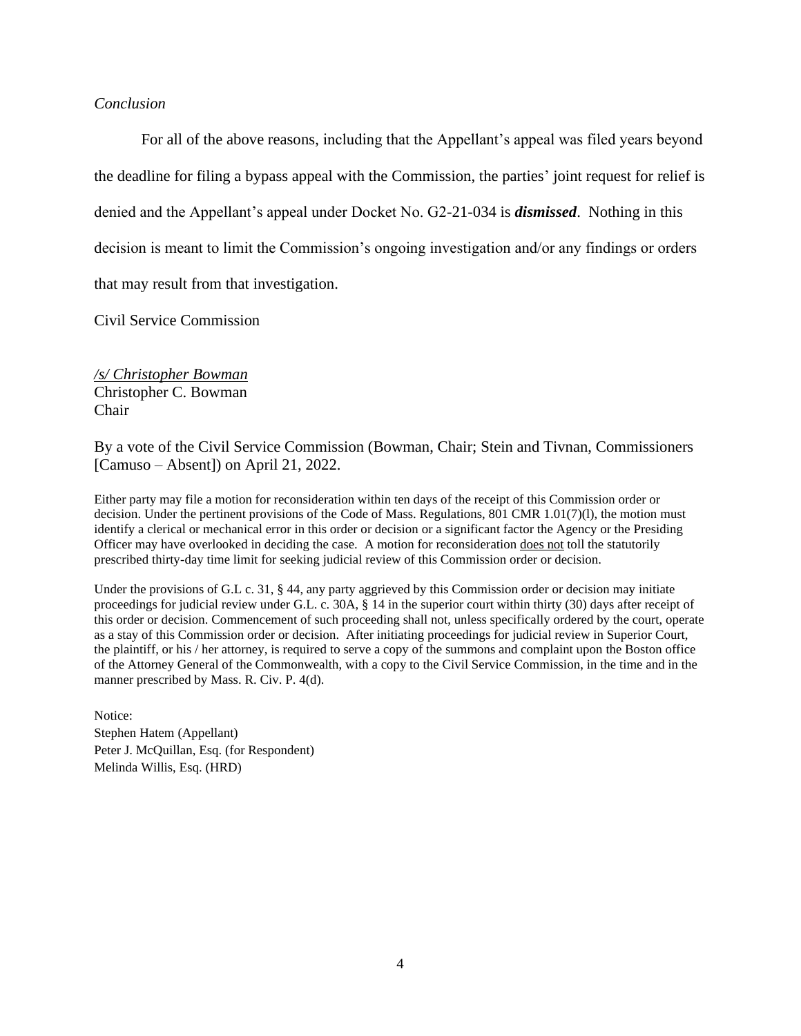*Conclusion*

For all of the above reasons, including that the Appellant's appeal was filed years beyond the deadline for filing a bypass appeal with the Commission, the parties' joint request for relief is denied and the Appellant's appeal under Docket No. G2-21-034 is ***dismissed***. Nothing in this decision is meant to limit the Commission's ongoing investigation and/or any findings or orders that may result from that investigation.

Civil Service Commission

*/s/ Christopher Bowman*
Christopher C. Bowman
Chair

By a vote of the Civil Service Commission (Bowman, Chair; Stein and Tivnan, Commissioners [Camuso – Absent]) on April 21, 2022.

Either party may file a motion for reconsideration within ten days of the receipt of this Commission order or decision. Under the pertinent provisions of the Code of Mass. Regulations, 801 CMR 1.01(7)(l), the motion must identify a clerical or mechanical error in this order or decision or a significant factor the Agency or the Presiding Officer may have overlooked in deciding the case. A motion for reconsideration does not toll the statutorily prescribed thirty-day time limit for seeking judicial review of this Commission order or decision.

Under the provisions of G.L c. 31, § 44, any party aggrieved by this Commission order or decision may initiate proceedings for judicial review under G.L. c. 30A, § 14 in the superior court within thirty (30) days after receipt of this order or decision. Commencement of such proceeding shall not, unless specifically ordered by the court, operate as a stay of this Commission order or decision. After initiating proceedings for judicial review in Superior Court, the plaintiff, or his / her attorney, is required to serve a copy of the summons and complaint upon the Boston office of the Attorney General of the Commonwealth, with a copy to the Civil Service Commission, in the time and in the manner prescribed by Mass. R. Civ. P. 4(d).

Notice:
Stephen Hatem (Appellant)
Peter J. McQuillan, Esq. (for Respondent)
Melinda Willis, Esq. (HRD)